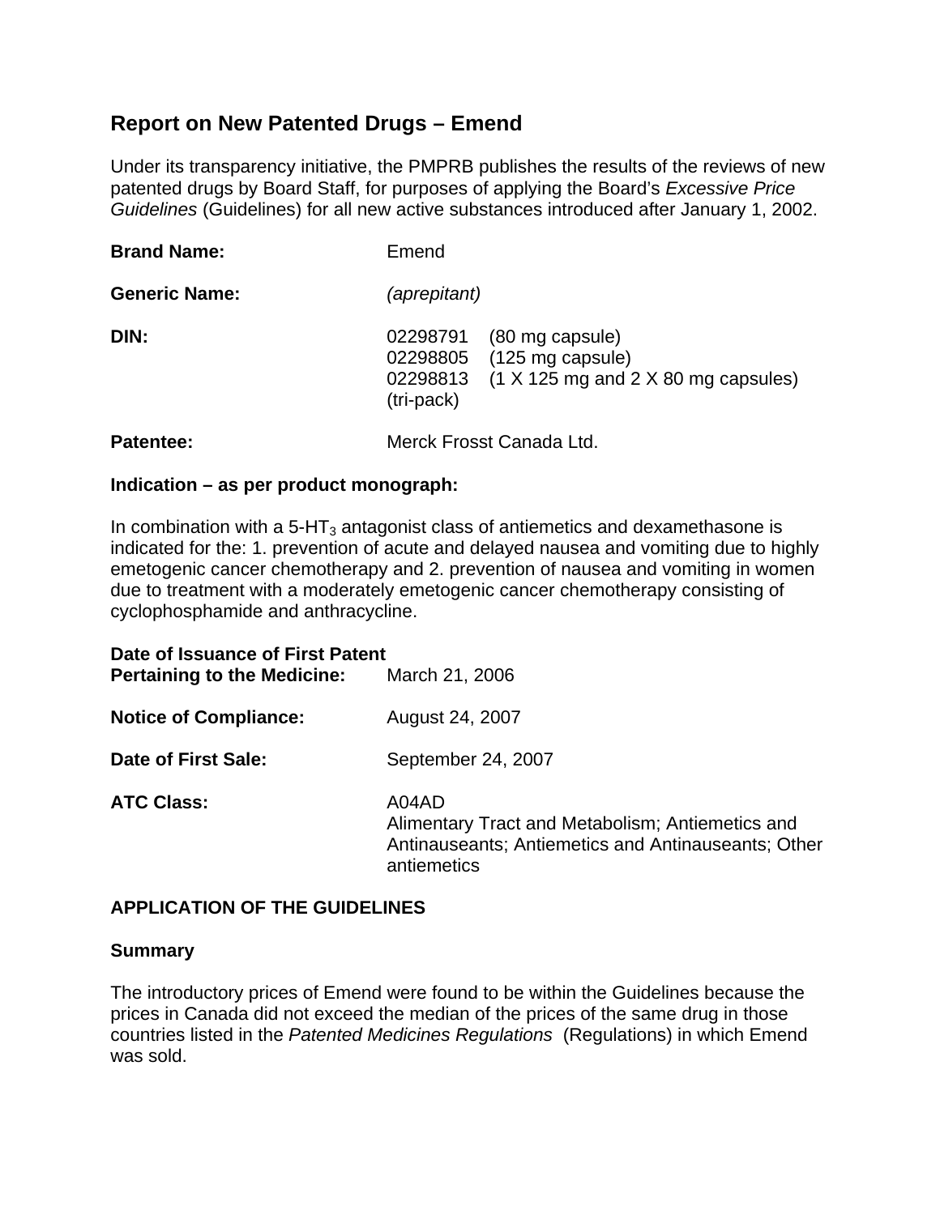# Report on New Patented Drugs – Emend

Under its transparency initiative, the PMPRB publishes the results of the reviews of new patented drugs by Board Staff, for purposes of applying the Board's *Excessive Price Guidelines* (Guidelines) for all new active substances introduced after January 1, 2002.

**Brand Name:** Emend

**Generic Name:** *(aprepitant)*

**DIN:** 02298791 (80 mg capsule)
02298805 (125 mg capsule)
02298813 (1 X 125 mg and 2 X 80 mg capsules) (tri-pack)

**Patentee:** Merck Frosst Canada Ltd.

**Indication – as per product monograph:**

In combination with a 5-$HT_3$ antagonist class of antiemetics and dexamethasone is indicated for the: 1. prevention of acute and delayed nausea and vomiting due to highly emetogenic cancer chemotherapy and 2. prevention of nausea and vomiting in women due to treatment with a moderately emetogenic cancer chemotherapy consisting of cyclophosphamide and anthracycline.

**Date of Issuance of First Patent Pertaining to the Medicine:** March 21, 2006

**Notice of Compliance:** August 24, 2007

**Date of First Sale:** September 24, 2007

**ATC Class:** A04AD
Alimentary Tract and Metabolism; Antiemetics and Antinauseants; Antiemetics and Antinauseants; Other antiemetics

## APPLICATION OF THE GUIDELINES

### Summary

The introductory prices of Emend were found to be within the Guidelines because the prices in Canada did not exceed the median of the prices of the same drug in those countries listed in the *Patented Medicines Regulations* (Regulations) in which Emend was sold.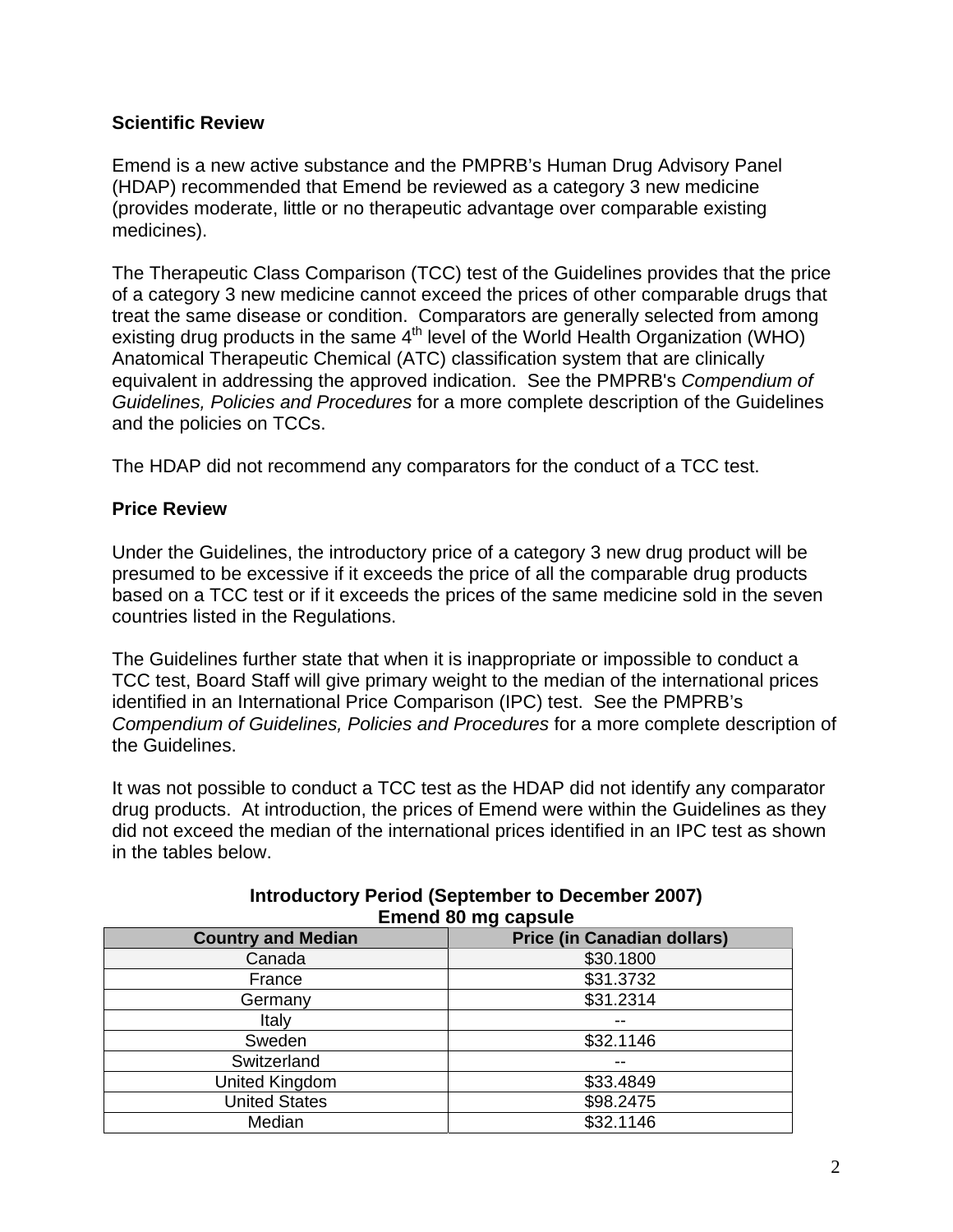## Scientific Review

Emend is a new active substance and the PMPRB's Human Drug Advisory Panel (HDAP) recommended that Emend be reviewed as a category 3 new medicine (provides moderate, little or no therapeutic advantage over comparable existing medicines).

The Therapeutic Class Comparison (TCC) test of the Guidelines provides that the price of a category 3 new medicine cannot exceed the prices of other comparable drugs that treat the same disease or condition. Comparators are generally selected from among existing drug products in the same 4th level of the World Health Organization (WHO) Anatomical Therapeutic Chemical (ATC) classification system that are clinically equivalent in addressing the approved indication. See the PMPRB's *Compendium of Guidelines, Policies and Procedures* for a more complete description of the Guidelines and the policies on TCCs.

The HDAP did not recommend any comparators for the conduct of a TCC test.

## Price Review

Under the Guidelines, the introductory price of a category 3 new drug product will be presumed to be excessive if it exceeds the price of all the comparable drug products based on a TCC test or if it exceeds the prices of the same medicine sold in the seven countries listed in the Regulations.

The Guidelines further state that when it is inappropriate or impossible to conduct a TCC test, Board Staff will give primary weight to the median of the international prices identified in an International Price Comparison (IPC) test. See the PMPRB's *Compendium of Guidelines, Policies and Procedures* for a more complete description of the Guidelines.

It was not possible to conduct a TCC test as the HDAP did not identify any comparator drug products. At introduction, the prices of Emend were within the Guidelines as they did not exceed the median of the international prices identified in an IPC test as shown in the tables below.

**Introductory Period (September to December 2007)**
**Emend 80 mg capsule**

| Country and Median | Price (in Canadian dollars) |
|---|---|
| Canada | $30.1800 |
| France | $31.3732 |
| Germany | $31.2314 |
| Italy | -- |
| Sweden | $32.1146 |
| Switzerland | -- |
| United Kingdom | $33.4849 |
| United States | $98.2475 |
| Median | $32.1146 |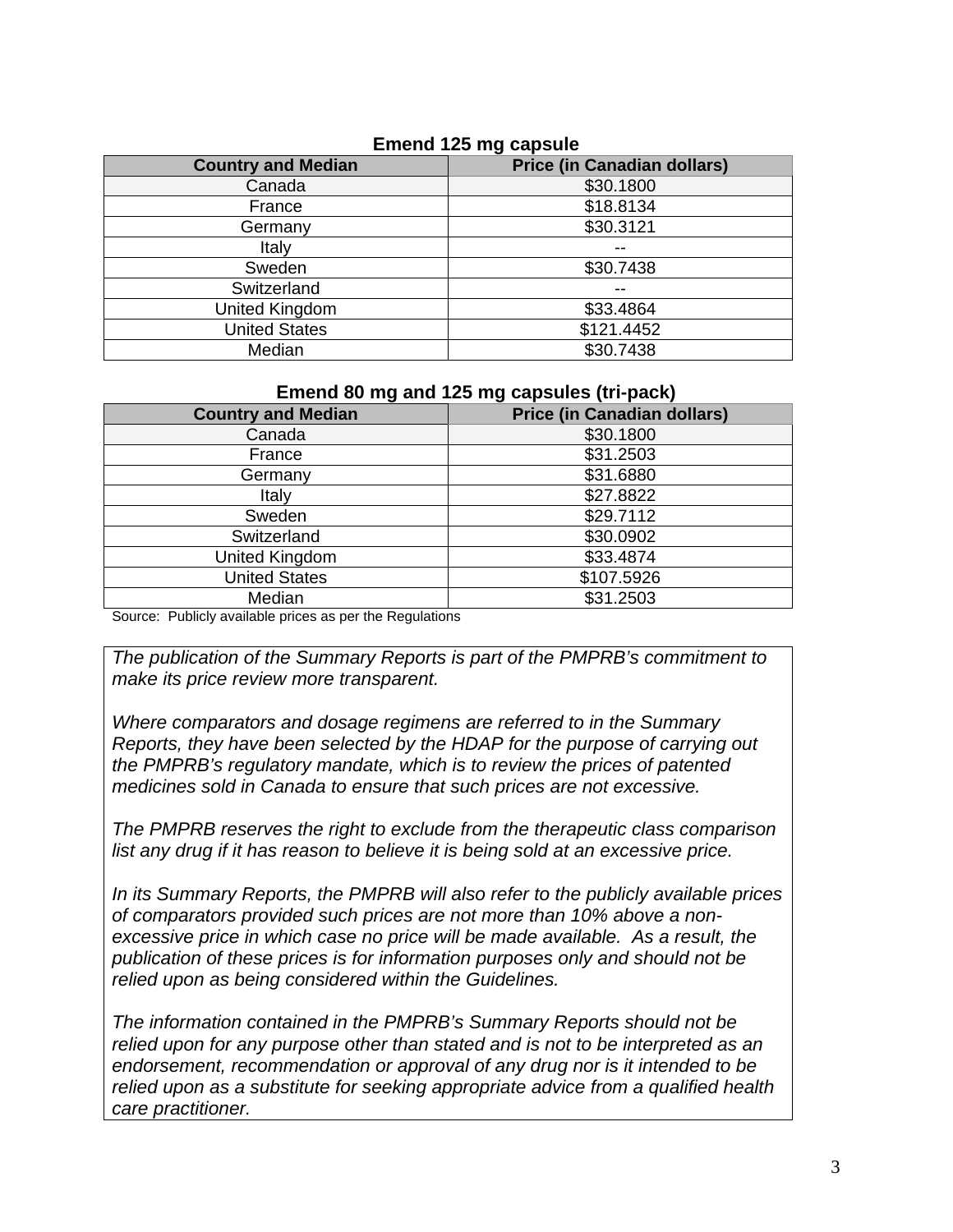**Emend 125 mg capsule**

| Country and Median | Price (in Canadian dollars) |
|---|---|
| Canada | $30.1800 |
| France | $18.8134 |
| Germany | $30.3121 |
| Italy | -- |
| Sweden | $30.7438 |
| Switzerland | -- |
| United Kingdom | $33.4864 |
| United States | $121.4452 |
| Median | $30.7438 |

**Emend 80 mg and 125 mg capsules (tri-pack)**

| Country and Median | Price (in Canadian dollars) |
|---|---|
| Canada | $30.1800 |
| France | $31.2503 |
| Germany | $31.6880 |
| Italy | $27.8822 |
| Sweden | $29.7112 |
| Switzerland | $30.0902 |
| United Kingdom | $33.4874 |
| United States | $107.5926 |
| Median | $31.2503 |

Source: Publicly available prices as per the Regulations

*The publication of the Summary Reports is part of the PMPRB's commitment to make its price review more transparent.*

*Where comparators and dosage regimens are referred to in the Summary Reports, they have been selected by the HDAP for the purpose of carrying out the PMPRB's regulatory mandate, which is to review the prices of patented medicines sold in Canada to ensure that such prices are not excessive.*

*The PMPRB reserves the right to exclude from the therapeutic class comparison list any drug if it has reason to believe it is being sold at an excessive price.*

*In its Summary Reports, the PMPRB will also refer to the publicly available prices of comparators provided such prices are not more than 10% above a non-excessive price in which case no price will be made available. As a result, the publication of these prices is for information purposes only and should not be relied upon as being considered within the Guidelines.*

*The information contained in the PMPRB's Summary Reports should not be relied upon for any purpose other than stated and is not to be interpreted as an endorsement, recommendation or approval of any drug nor is it intended to be relied upon as a substitute for seeking appropriate advice from a qualified health care practitioner.*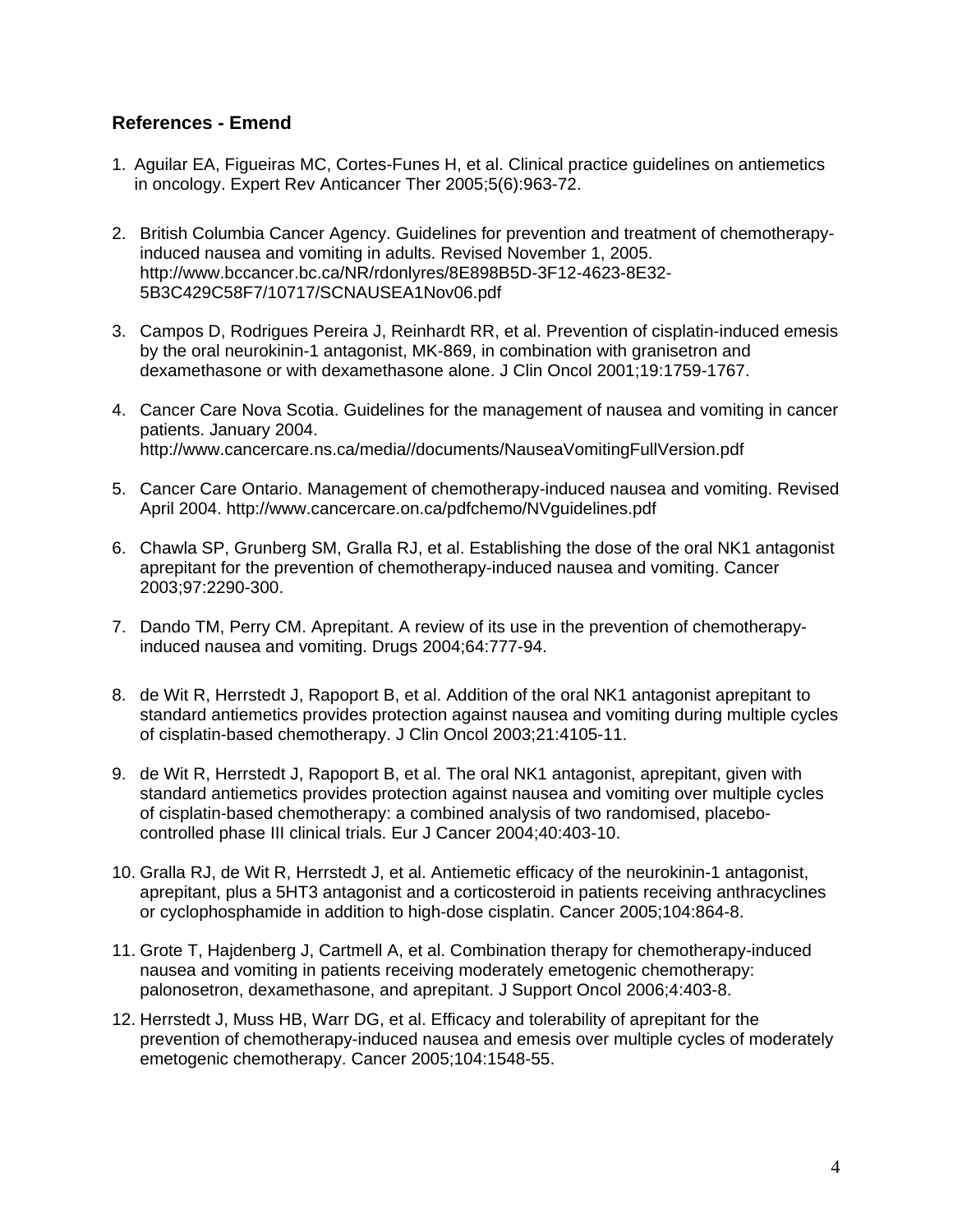### References - Emend

1. Aguilar EA, Figueiras MC, Cortes-Funes H, et al. Clinical practice guidelines on antiemetics in oncology. Expert Rev Anticancer Ther 2005;5(6):963-72.

2. British Columbia Cancer Agency. Guidelines for prevention and treatment of chemotherapy-induced nausea and vomiting in adults. Revised November 1, 2005. http://www.bccancer.bc.ca/NR/rdonlyres/8E898B5D-3F12-4623-8E32-5B3C429C58F7/10717/SCNAUSEA1Nov06.pdf

3. Campos D, Rodrigues Pereira J, Reinhardt RR, et al. Prevention of cisplatin-induced emesis by the oral neurokinin-1 antagonist, MK-869, in combination with granisetron and dexamethasone or with dexamethasone alone. J Clin Oncol 2001;19:1759-1767.

4. Cancer Care Nova Scotia. Guidelines for the management of nausea and vomiting in cancer patients. January 2004. http://www.cancercare.ns.ca/media//documents/NauseaVomitingFullVersion.pdf

5. Cancer Care Ontario. Management of chemotherapy-induced nausea and vomiting. Revised April 2004. http://www.cancercare.on.ca/pdfchemo/NVguidelines.pdf

6. Chawla SP, Grunberg SM, Gralla RJ, et al. Establishing the dose of the oral NK1 antagonist aprepitant for the prevention of chemotherapy-induced nausea and vomiting. Cancer 2003;97:2290-300.

7. Dando TM, Perry CM. Aprepitant. A review of its use in the prevention of chemotherapy-induced nausea and vomiting. Drugs 2004;64:777-94.

8. de Wit R, Herrstedt J, Rapoport B, et al. Addition of the oral NK1 antagonist aprepitant to standard antiemetics provides protection against nausea and vomiting during multiple cycles of cisplatin-based chemotherapy. J Clin Oncol 2003;21:4105-11.

9. de Wit R, Herrstedt J, Rapoport B, et al. The oral NK1 antagonist, aprepitant, given with standard antiemetics provides protection against nausea and vomiting over multiple cycles of cisplatin-based chemotherapy: a combined analysis of two randomised, placebo-controlled phase III clinical trials. Eur J Cancer 2004;40:403-10.

10. Gralla RJ, de Wit R, Herrstedt J, et al. Antiemetic efficacy of the neurokinin-1 antagonist, aprepitant, plus a 5HT3 antagonist and a corticosteroid in patients receiving anthracyclines or cyclophosphamide in addition to high-dose cisplatin. Cancer 2005;104:864-8.

11. Grote T, Hajdenberg J, Cartmell A, et al. Combination therapy for chemotherapy-induced nausea and vomiting in patients receiving moderately emetogenic chemotherapy: palonosetron, dexamethasone, and aprepitant. J Support Oncol 2006;4:403-8.

12. Herrstedt J, Muss HB, Warr DG, et al. Efficacy and tolerability of aprepitant for the prevention of chemotherapy-induced nausea and emesis over multiple cycles of moderately emetogenic chemotherapy. Cancer 2005;104:1548-55.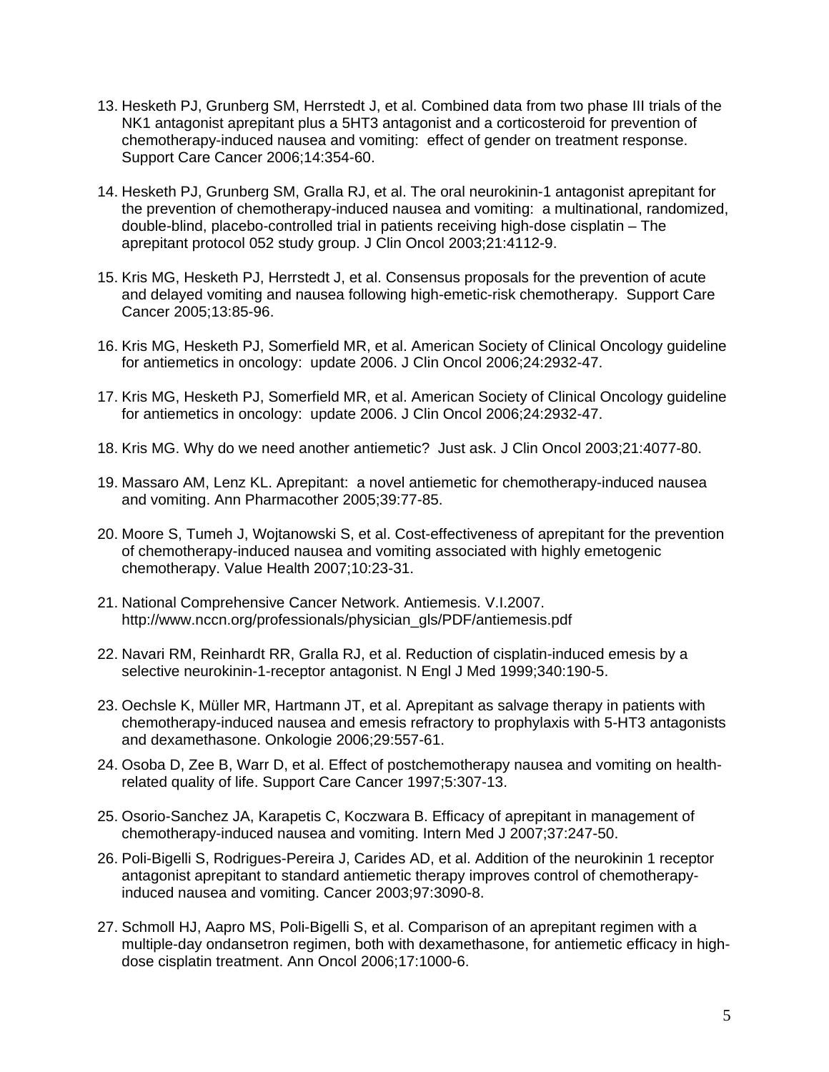13. Hesketh PJ, Grunberg SM, Herrstedt J, et al. Combined data from two phase III trials of the NK1 antagonist aprepitant plus a 5HT3 antagonist and a corticosteroid for prevention of chemotherapy-induced nausea and vomiting: effect of gender on treatment response. Support Care Cancer 2006;14:354-60.

14. Hesketh PJ, Grunberg SM, Gralla RJ, et al. The oral neurokinin-1 antagonist aprepitant for the prevention of chemotherapy-induced nausea and vomiting: a multinational, randomized, double-blind, placebo-controlled trial in patients receiving high-dose cisplatin – The aprepitant protocol 052 study group. J Clin Oncol 2003;21:4112-9.

15. Kris MG, Hesketh PJ, Herrstedt J, et al. Consensus proposals for the prevention of acute and delayed vomiting and nausea following high-emetic-risk chemotherapy. Support Care Cancer 2005;13:85-96.

16. Kris MG, Hesketh PJ, Somerfield MR, et al. American Society of Clinical Oncology guideline for antiemetics in oncology: update 2006. J Clin Oncol 2006;24:2932-47.

17. Kris MG, Hesketh PJ, Somerfield MR, et al. American Society of Clinical Oncology guideline for antiemetics in oncology: update 2006. J Clin Oncol 2006;24:2932-47.

18. Kris MG. Why do we need another antiemetic? Just ask. J Clin Oncol 2003;21:4077-80.

19. Massaro AM, Lenz KL. Aprepitant: a novel antiemetic for chemotherapy-induced nausea and vomiting. Ann Pharmacother 2005;39:77-85.

20. Moore S, Tumeh J, Wojtanowski S, et al. Cost-effectiveness of aprepitant for the prevention of chemotherapy-induced nausea and vomiting associated with highly emetogenic chemotherapy. Value Health 2007;10:23-31.

21. National Comprehensive Cancer Network. Antiemesis. V.I.2007. http://www.nccn.org/professionals/physician_gls/PDF/antiemesis.pdf

22. Navari RM, Reinhardt RR, Gralla RJ, et al. Reduction of cisplatin-induced emesis by a selective neurokinin-1-receptor antagonist. N Engl J Med 1999;340:190-5.

23. Oechsle K, Müller MR, Hartmann JT, et al. Aprepitant as salvage therapy in patients with chemotherapy-induced nausea and emesis refractory to prophylaxis with 5-HT3 antagonists and dexamethasone. Onkologie 2006;29:557-61.

24. Osoba D, Zee B, Warr D, et al. Effect of postchemotherapy nausea and vomiting on health-related quality of life. Support Care Cancer 1997;5:307-13.

25. Osorio-Sanchez JA, Karapetis C, Koczwara B. Efficacy of aprepitant in management of chemotherapy-induced nausea and vomiting. Intern Med J 2007;37:247-50.

26. Poli-Bigelli S, Rodrigues-Pereira J, Carides AD, et al. Addition of the neurokinin 1 receptor antagonist aprepitant to standard antiemetic therapy improves control of chemotherapy-induced nausea and vomiting. Cancer 2003;97:3090-8.

27. Schmoll HJ, Aapro MS, Poli-Bigelli S, et al. Comparison of an aprepitant regimen with a multiple-day ondansetron regimen, both with dexamethasone, for antiemetic efficacy in high-dose cisplatin treatment. Ann Oncol 2006;17:1000-6.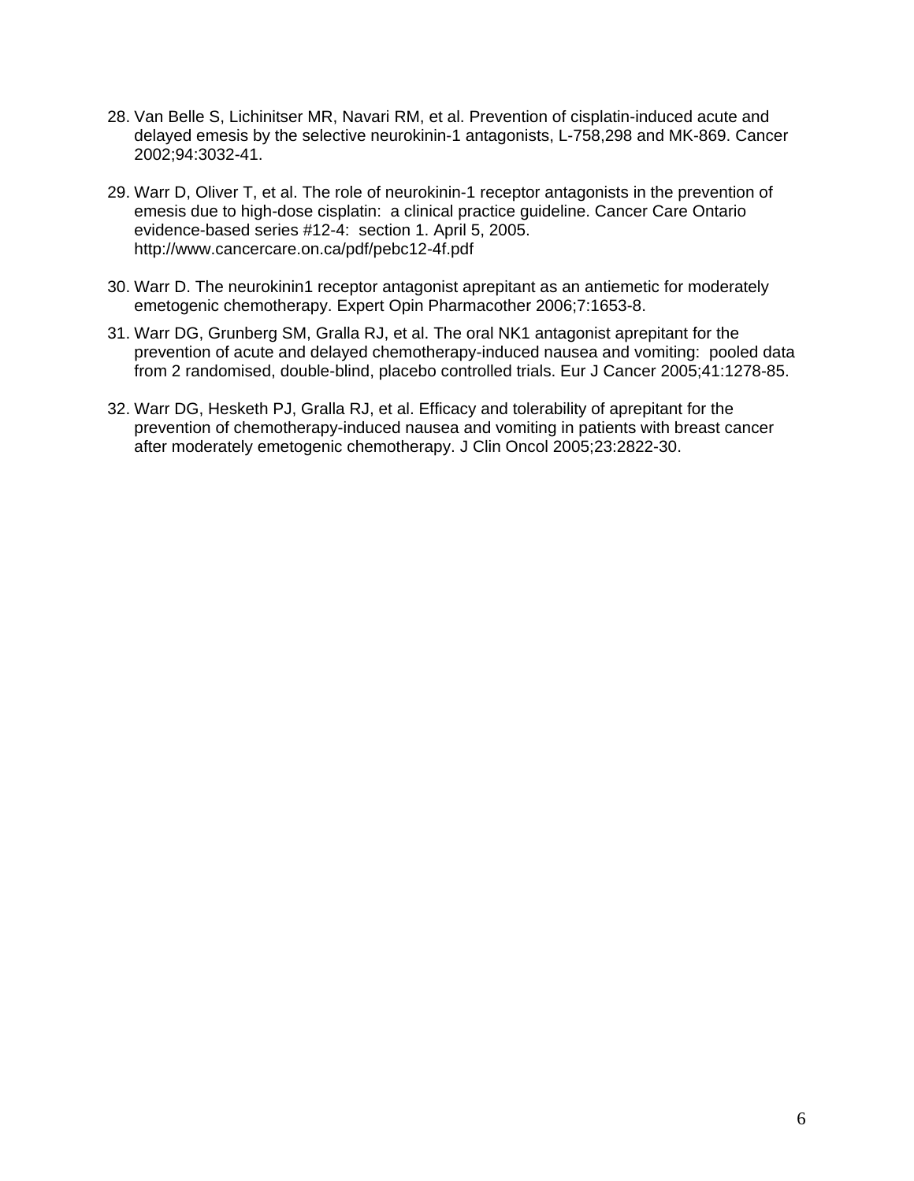28. Van Belle S, Lichinitser MR, Navari RM, et al. Prevention of cisplatin-induced acute and delayed emesis by the selective neurokinin-1 antagonists, L-758,298 and MK-869. Cancer 2002;94:3032-41.

29. Warr D, Oliver T, et al. The role of neurokinin-1 receptor antagonists in the prevention of emesis due to high-dose cisplatin: a clinical practice guideline. Cancer Care Ontario evidence-based series #12-4: section 1. April 5, 2005. http://www.cancercare.on.ca/pdf/pebc12-4f.pdf

30. Warr D. The neurokinin1 receptor antagonist aprepitant as an antiemetic for moderately emetogenic chemotherapy. Expert Opin Pharmacother 2006;7:1653-8.

31. Warr DG, Grunberg SM, Gralla RJ, et al. The oral NK1 antagonist aprepitant for the prevention of acute and delayed chemotherapy-induced nausea and vomiting: pooled data from 2 randomised, double-blind, placebo controlled trials. Eur J Cancer 2005;41:1278-85.

32. Warr DG, Hesketh PJ, Gralla RJ, et al. Efficacy and tolerability of aprepitant for the prevention of chemotherapy-induced nausea and vomiting in patients with breast cancer after moderately emetogenic chemotherapy. J Clin Oncol 2005;23:2822-30.